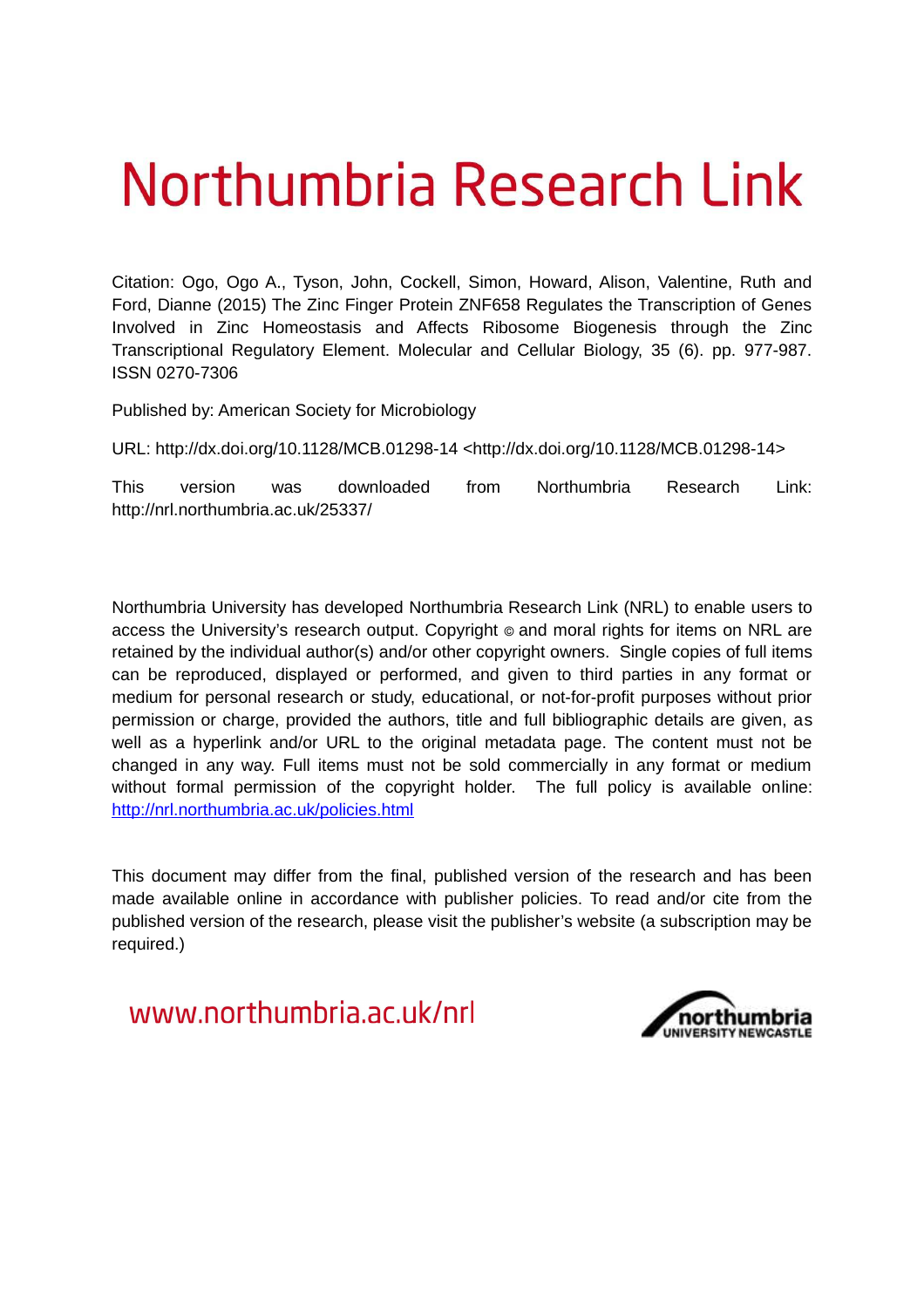# Northumbria Research Link

Citation: Ogo, Ogo A., Tyson, John, Cockell, Simon, Howard, Alison, Valentine, Ruth and Ford, Dianne (2015) The Zinc Finger Protein ZNF658 Regulates the Transcription of Genes Involved in Zinc Homeostasis and Affects Ribosome Biogenesis through the Zinc Transcriptional Regulatory Element. Molecular and Cellular Biology, 35 (6). pp. 977-987. ISSN 0270-7306

Published by: American Society for Microbiology

URL: http://dx.doi.org/10.1128/MCB.01298-14 <http://dx.doi.org/10.1128/MCB.01298-14>

This version was downloaded from Northumbria Research Link: http://nrl.northumbria.ac.uk/25337/

Northumbria University has developed Northumbria Research Link (NRL) to enable users to access the University's research output. Copyright © and moral rights for items on NRL are retained by the individual author(s) and/or other copyright owners. Single copies of full items can be reproduced, displayed or performed, and given to third parties in any format or medium for personal research or study, educational, or not-for-profit purposes without prior permission or charge, provided the authors, title and full bibliographic details are given, as well as a hyperlink and/or URL to the original metadata page. The content must not be changed in any way. Full items must not be sold commercially in any format or medium without formal permission of the copyright holder. The full policy is available online: http://nrl.northumbria.ac.uk/policies.html

This document may differ from the final, published version of the research and has been made available online in accordance with publisher policies. To read and/or cite from the published version of the research, please visit the publisher's website (a subscription may be required.)

www.northumbria.ac.uk/nrl

northumbria UNIVERSITY NEWCASTLE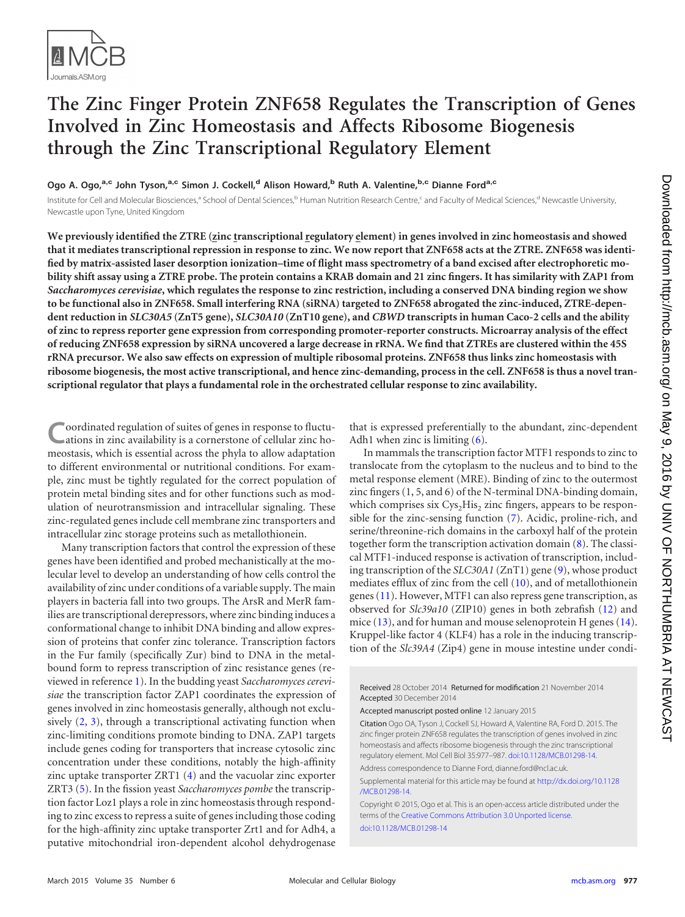# The Zinc Finger Protein ZNF658 Regulates the Transcription of Genes Involved in Zinc Homeostasis and Affects Ribosome Biogenesis through the Zinc Transcriptional Regulatory Element

Ogo A. Ogo,[a,c] John Tyson,[a,c] Simon J. Cockell,[d] Alison Howard,[b] Ruth A. Valentine,[b,c] Dianne Ford[a,c]

Institute for Cell and Molecular Biosciences,[a] School of Dental Sciences,[b] Human Nutrition Research Centre,[c] and Faculty of Medical Sciences,[d] Newcastle University, Newcastle upon Tyne, United Kingdom

**We previously identified the ZTRE (zinc transcriptional regulatory element) in genes involved in zinc homeostasis and showed that it mediates transcriptional repression in response to zinc. We now report that ZNF658 acts at the ZTRE. ZNF658 was identified by matrix-assisted laser desorption ionization–time of flight mass spectrometry of a band excised after electrophoretic mobility shift assay using a ZTRE probe. The protein contains a KRAB domain and 21 zinc fingers. It has similarity with ZAP1 from *Saccharomyces cerevisiae*, which regulates the response to zinc restriction, including a conserved DNA binding region we show to be functional also in ZNF658. Small interfering RNA (siRNA) targeted to ZNF658 abrogated the zinc-induced, ZTRE-dependent reduction in *SLC30A5* (ZnT5 gene), *SLC30A10* (ZnT10 gene), and *CBWD* transcripts in human Caco-2 cells and the ability of zinc to repress reporter gene expression from corresponding promoter-reporter constructs. Microarray analysis of the effect of reducing ZNF658 expression by siRNA uncovered a large decrease in rRNA. We find that ZTREs are clustered within the 45S rRNA precursor. We also saw effects on expression of multiple ribosomal proteins. ZNF658 thus links zinc homeostasis with ribosome biogenesis, the most active transcriptional, and hence zinc-demanding, process in the cell. ZNF658 is thus a novel transcriptional regulator that plays a fundamental role in the orchestrated cellular response to zinc availability.**

Coordinated regulation of suites of genes in response to fluctuations in zinc availability is a cornerstone of cellular zinc homeostasis, which is essential across the phyla to allow adaptation to different environmental or nutritional conditions. For example, zinc must be tightly regulated for the correct population of protein metal binding sites and for other functions such as modulation of neurotransmission and intracellular signaling. These zinc-regulated genes include cell membrane zinc transporters and intracellular zinc storage proteins such as metallothionein.

Many transcription factors that control the expression of these genes have been identified and probed mechanistically at the molecular level to develop an understanding of how cells control the availability of zinc under conditions of a variable supply. The main players in bacteria fall into two groups. The ArsR and MerR families are transcriptional derepressors, where zinc binding induces a conformational change to inhibit DNA binding and allow expression of proteins that confer zinc tolerance. Transcription factors in the Fur family (specifically Zur) bind to DNA in the metal-bound form to repress transcription of zinc resistance genes (reviewed in reference 1). In the budding yeast *Saccharomyces cerevisiae* the transcription factor ZAP1 coordinates the expression of genes involved in zinc homeostasis generally, although not exclusively (2, 3), through a transcriptional activating function when zinc-limiting conditions promote binding to DNA. ZAP1 targets include genes coding for transporters that increase cytosolic zinc concentration under these conditions, notably the high-affinity zinc uptake transporter ZRT1 (4) and the vacuolar zinc exporter ZRT3 (5). In the fission yeast *Saccharomyces pombe* the transcription factor Loz1 plays a role in zinc homeostasis through responding to zinc excess to repress a suite of genes including those coding for the high-affinity zinc uptake transporter Zrt1 and for Adh4, a putative mitochondrial iron-dependent alcohol dehydrogenase that is expressed preferentially to the abundant, zinc-dependent Adh1 when zinc is limiting (6).

In mammals the transcription factor MTF1 responds to zinc to translocate from the cytoplasm to the nucleus and to bind to the metal response element (MRE). Binding of zinc to the outermost zinc fingers (1, 5, and 6) of the N-terminal DNA-binding domain, which comprises six $Cys_2His_2$ zinc fingers, appears to be responsible for the zinc-sensing function (7). Acidic, proline-rich, and serine/threonine-rich domains in the carboxyl half of the protein together form the transcription activation domain (8). The classical MTF1-induced response is activation of transcription, including transcription of the *SLC30A1* (ZnT1) gene (9), whose product mediates efflux of zinc from the cell (10), and of metallothionein genes (11). However, MTF1 can also repress gene transcription, as observed for *Slc39a10* (ZIP10) genes in both zebrafish (12) and mice (13), and for human and mouse selenoprotein H genes (14). Kruppel-like factor 4 (KLF4) has a role in the inducing transcription of the *Slc39A4* (Zip4) gene in mouse intestine under condi-

Received 28 October 2014 Returned for modification 21 November 2014 Accepted 30 December 2014

Accepted manuscript posted online 12 January 2015

Citation Ogo OA, Tyson J, Cockell SJ, Howard A, Valentine RA, Ford D. 2015. The zinc finger protein ZNF658 regulates the transcription of genes involved in zinc homeostasis and affects ribosome biogenesis through the zinc transcriptional regulatory element. Mol Cell Biol 35:977–987. doi:10.1128/MCB.01298-14.

Address correspondence to Dianne Ford, dianne.ford@ncl.ac.uk.

Supplemental material for this article may be found at http://dx.doi.org/10.1128/MCB.01298-14.

Copyright © 2015, Ogo et al. This is an open-access article distributed under the terms of the Creative Commons Attribution 3.0 Unported license.

doi:10.1128/MCB.01298-14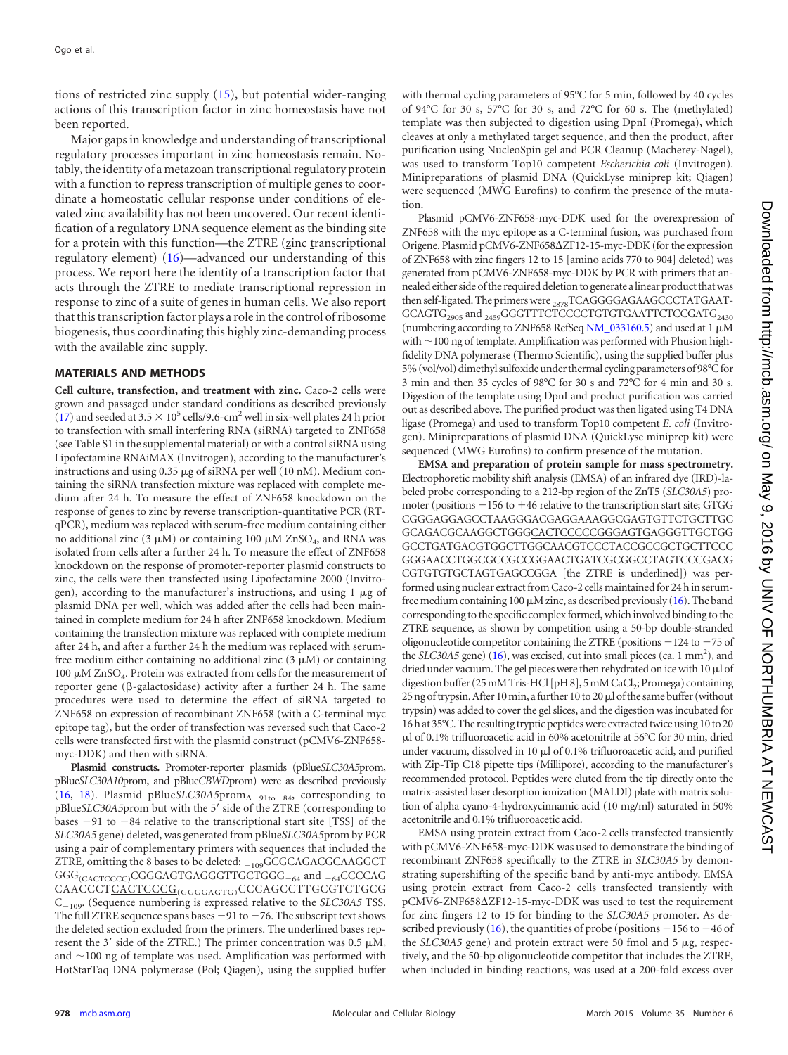tions of restricted zinc supply (15), but potential wider-ranging actions of this transcription factor in zinc homeostasis have not been reported.

Major gaps in knowledge and understanding of transcriptional regulatory processes important in zinc homeostasis remain. Notably, the identity of a metazoan transcriptional regulatory protein with a function to repress transcription of multiple genes to coordinate a homeostatic cellular response under conditions of elevated zinc availability has not been uncovered. Our recent identification of a regulatory DNA sequence element as the binding site for a protein with this function—the ZTRE (zinc transcriptional regulatory element) (16)—advanced our understanding of this process. We report here the identity of a transcription factor that acts through the ZTRE to mediate transcriptional repression in response to zinc of a suite of genes in human cells. We also report that this transcription factor plays a role in the control of ribosome biogenesis, thus coordinating this highly zinc-demanding process with the available zinc supply.

## MATERIALS AND METHODS

**Cell culture, transfection, and treatment with zinc.** Caco-2 cells were grown and passaged under standard conditions as described previously (17) and seeded at $3.5 \times 10^5$ cells/9.6-cm$^2$ well in six-well plates 24 h prior to transfection with small interfering RNA (siRNA) targeted to ZNF658 (see Table S1 in the supplemental material) or with a control siRNA using Lipofectamine RNAiMAX (Invitrogen), according to the manufacturer's instructions and using 0.35 μg of siRNA per well (10 nM). Medium containing the siRNA transfection mixture was replaced with complete medium after 24 h. To measure the effect of ZNF658 knockdown on the response of genes to zinc by reverse transcription-quantitative PCR (RT-qPCR), medium was replaced with serum-free medium containing either no additional zinc (3 μM) or containing 100 μM $ZnSO_4$, and RNA was isolated from cells for a further 24 h. To measure the effect of ZNF658 knockdown on the response of promoter-reporter plasmid constructs to zinc, the cells were then transfected using Lipofectamine 2000 (Invitrogen), according to the manufacturer's instructions, and using 1 μg of plasmid DNA per well, which was added after the cells had been maintained in complete medium for 24 h after ZNF658 knockdown. Medium containing the transfection mixture was replaced with complete medium after 24 h, and after a further 24 h the medium was replaced with serum-free medium either containing no additional zinc (3 μM) or containing 100 μM $ZnSO_4$. Protein was extracted from cells for the measurement of reporter gene (β-galactosidase) activity after a further 24 h. The same procedures were used to determine the effect of siRNA targeted to ZNF658 on expression of recombinant ZNF658 (with a C-terminal myc epitope tag), but the order of transfection was reversed such that Caco-2 cells were transfected first with the plasmid construct (pCMV6-ZNF658-myc-DDK) and then with siRNA.

**Plasmid constructs.** Promoter-reporter plasmids (pBlue*SLC30A5*prom, pBlue*SLC30A10*prom, and pBlue*CBWD*prom) were as described previously (16, 18). Plasmid pBlue*SLC30A5*prom$_{\Delta-91\text{to}-84}$, corresponding to pBlue*SLC30A5*prom but with the 5′ side of the ZTRE (corresponding to bases −91 to −84 relative to the transcriptional start site [TSS] of the *SLC30A5* gene) deleted, was generated from pBlue*SLC30A5*prom by PCR using a pair of complementary primers with sequences that included the ZTRE, omitting the 8 bases to be deleted: $_{-109}$GCGCAGACGCAAGGCTGGG$_{(\text{CACTCCCC})}$<u>CGGGAGTG</u>AGGGTTGCTGGG$_{-64}$ and $_{-64}$CCCCAGCAACCCT<u>CACTCCCG</u>$_{(\text{GGGGAGTG})}$CCCAGCCTTGCGTCTGCGC$_{-109}$. (Sequence numbering is expressed relative to the *SLC30A5* TSS. The full ZTRE sequence spans bases −91 to −76. The subscript text shows the deleted section excluded from the primers. The underlined bases represent the 3′ side of the ZTRE.) The primer concentration was 0.5 μM, and ~100 ng of template was used. Amplification was performed with HotStarTaq DNA polymerase (Pol; Qiagen), using the supplied buffer with thermal cycling parameters of 95°C for 5 min, followed by 40 cycles of 94°C for 30 s, 57°C for 30 s, and 72°C for 60 s. The (methylated) template was then subjected to digestion using DpnI (Promega), which cleaves at only a methylated target sequence, and then the product, after purification using NucleoSpin gel and PCR Cleanup (Macherey-Nagel), was used to transform Top10 competent *Escherichia coli* (Invitrogen). Minipreparations of plasmid DNA (QuickLyse miniprep kit; Qiagen) were sequenced (MWG Eurofins) to confirm the presence of the mutation.

Plasmid pCMV6-ZNF658-myc-DDK used for the overexpression of ZNF658 with the myc epitope as a C-terminal fusion, was purchased from Origene. Plasmid pCMV6-ZNF658ΔZF12-15-myc-DDK (for the expression of ZNF658 with zinc fingers 12 to 15 [amino acids 770 to 904] deleted) was generated from pCMV6-ZNF658-myc-DDK by PCR with primers that annealed either side of the required deletion to generate a linear product that was then self-ligated. The primers were $_{2878}$TCAGGGGAGAAGCCCTATGAATGCAGTG$_{2905}$ and $_{2459}$GGGTTTCTCCCCTGTGTGAATTCTCCGATG$_{2430}$ (numbering according to ZNF658 RefSeq NM_033160.5) and used at 1 μM with ~100 ng of template. Amplification was performed with Phusion high-fidelity DNA polymerase (Thermo Scientific), using the supplied buffer plus 5% (vol/vol) dimethyl sulfoxide under thermal cycling parameters of 98°C for 3 min and then 35 cycles of 98°C for 30 s and 72°C for 4 min and 30 s. Digestion of the template using DpnI and product purification was carried out as described above. The purified product was then ligated using T4 DNA ligase (Promega) and used to transform Top10 competent *E. coli* (Invitrogen). Minipreparations of plasmid DNA (QuickLyse miniprep kit) were sequenced (MWG Eurofins) to confirm presence of the mutation.

**EMSA and preparation of protein sample for mass spectrometry.** Electrophoretic mobility shift analysis (EMSA) of an infrared dye (IRD)-labeled probe corresponding to a 212-bp region of the ZnT5 (*SLC30A5*) promoter (positions −156 to +46 relative to the transcription start site; GTGGCGGGAGGAGCCTAAGGGACGAGGAAAGGCGAGTGTTCTGCTTGCGCAGACGCAAGGCTGGG<u>CACTCCCCCGGGAGTG</u>AGGGTTGCTGGGCCTGATGACGTGGCTTGGCAACGTCCCTACCGCCGCTGCTTCCCGGGAACCTGGCGCCGCCGGAACTGATCGCGGCCTAGTCCCGACGCGTGTGTGCTAGTGAGCCGGA [the ZTRE is underlined]) was performed using nuclear extract from Caco-2 cells maintained for 24 h in serum-free medium containing 100 μM zinc, as described previously (16). The band corresponding to the specific complex formed, which involved binding to the ZTRE sequence, as shown by competition using a 50-bp double-stranded oligonucleotide competitor containing the ZTRE (positions −124 to −75 of the *SLC30A5* gene) (16), was excised, cut into small pieces (ca. 1 mm$^2$), and dried under vacuum. The gel pieces were then rehydrated on ice with 10 μl of digestion buffer (25 mM Tris-HCl [pH 8], 5 mM $CaCl_2$; Promega) containing 25 ng of trypsin. After 10 min, a further 10 to 20 μl of the same buffer (without trypsin) was added to cover the gel slices, and the digestion was incubated for 16 h at 35°C. The resulting tryptic peptides were extracted twice using 10 to 20 μl of 0.1% trifluoroacetic acid in 60% acetonitrile at 56°C for 30 min, dried under vacuum, dissolved in 10 μl of 0.1% trifluoroacetic acid, and purified with Zip-Tip C18 pipette tips (Millipore), according to the manufacturer's recommended protocol. Peptides were eluted from the tip directly onto the matrix-assisted laser desorption ionization (MALDI) plate with matrix solution of alpha cyano-4-hydroxycinnamic acid (10 mg/ml) saturated in 50% acetonitrile and 0.1% trifluoroacetic acid.

EMSA using protein extract from Caco-2 cells transfected transiently with pCMV6-ZNF658-myc-DDK was used to demonstrate the binding of recombinant ZNF658 specifically to the ZTRE in *SLC30A5* by demonstrating supershifting of the specific band by anti-myc antibody. EMSA using protein extract from Caco-2 cells transfected transiently with pCMV6-ZNF658ΔZF12-15-myc-DDK was used to test the requirement for zinc fingers 12 to 15 for binding to the *SLC30A5* promoter. As described previously (16), the quantities of probe (positions −156 to +46 of the *SLC30A5* gene) and protein extract were 50 fmol and 5 μg, respectively, and the 50-bp oligonucleotide competitor that includes the ZTRE, when included in binding reactions, was used at a 200-fold excess over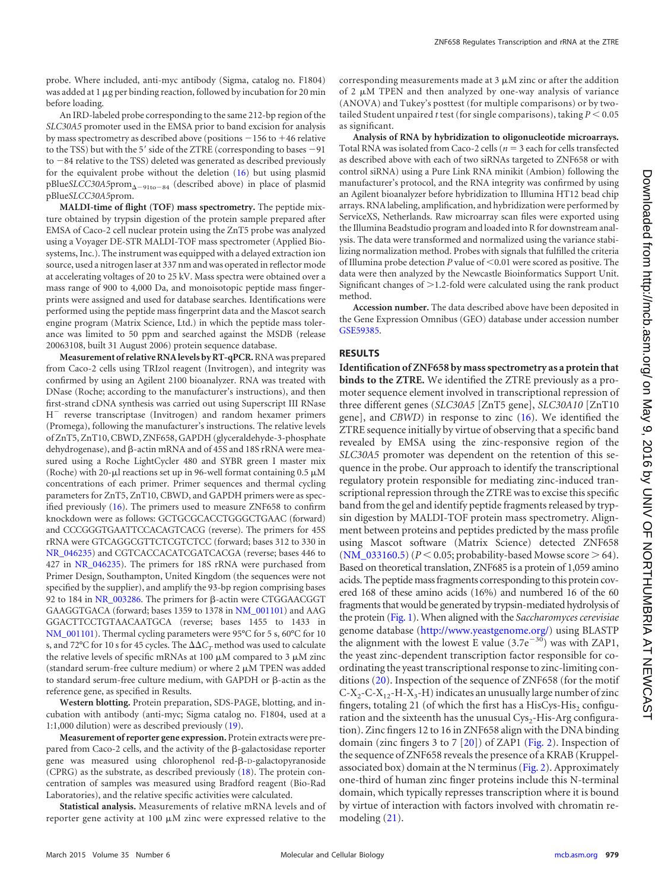probe. Where included, anti-myc antibody (Sigma, catalog no. F1804) was added at 1 μg per binding reaction, followed by incubation for 20 min before loading.

An IRD-labeled probe corresponding to the same 212-bp region of the *SLC30A5* promoter used in the EMSA prior to band excision for analysis by mass spectrometry as described above (positions −156 to +46 relative to the TSS) but with the 5′ side of the ZTRE (corresponding to bases −91 to −84 relative to the TSS) deleted was generated as described previously for the equivalent probe without the deletion (16) but using plasmid pBlue*SLCC30A5*prom$_{\Delta-91\text{to}-84}$ (described above) in place of plasmid pBlue*SLCC30A5*prom.

**MALDI-time of flight (TOF) mass spectrometry.** The peptide mixture obtained by trypsin digestion of the protein sample prepared after EMSA of Caco-2 cell nuclear protein using the ZnT5 probe was analyzed using a Voyager DE-STR MALDI-TOF mass spectrometer (Applied Biosystems, Inc.). The instrument was equipped with a delayed extraction ion source, used a nitrogen laser at 337 nm and was operated in reflector mode at accelerating voltages of 20 to 25 kV. Mass spectra were obtained over a mass range of 900 to 4,000 Da, and monoisotopic peptide mass fingerprints were assigned and used for database searches. Identifications were performed using the peptide mass fingerprint data and the Mascot search engine program (Matrix Science, Ltd.) in which the peptide mass tolerance was limited to 50 ppm and searched against the MSDB (release 20063108, built 31 August 2006) protein sequence database.

**Measurement of relative RNA levels by RT-qPCR.** RNA was prepared from Caco-2 cells using TRIzol reagent (Invitrogen), and integrity was confirmed by using an Agilent 2100 bioanalyzer. RNA was treated with DNase (Roche; according to the manufacturer's instructions), and then first-strand cDNA synthesis was carried out using Superscript III RNase H$^-$ reverse transcriptase (Invitrogen) and random hexamer primers (Promega), following the manufacturer's instructions. The relative levels of ZnT5, ZnT10, CBWD, ZNF658, GAPDH (glyceraldehyde-3-phosphate dehydrogenase), and β-actin mRNA and of 45S and 18S rRNA were measured using a Roche LightCycler 480 and SYBR green I master mix (Roche) with 20-μl reactions set up in 96-well format containing 0.5 μM concentrations of each primer. Primer sequences and thermal cycling parameters for ZnT5, ZnT10, CBWD, and GAPDH primers were as specified previously (16). The primers used to measure ZNF658 to confirm knockdown were as follows: GCTGCGCACCTGGGCTGAAC (forward) and CCCGGGTGAATTCCACAGTCACG (reverse). The primers for 45S rRNA were GTCAGGCGTTCTCGTCTCC (forward; bases 312 to 330 in NR_046235) and CGTCACCACATCGATCACGA (reverse; bases 446 to 427 in NR_046235). The primers for 18S rRNA were purchased from Primer Design, Southampton, United Kingdom (the sequences were not specified by the supplier), and amplify the 93-bp region comprising bases 92 to 184 in NR_003286. The primers for β-actin were CTGGAACGGT GAAGGTGACA (forward; bases 1359 to 1378 in NM_001101) and AAG GGACTTCCTGTAACAATGCA (reverse; bases 1455 to 1433 in NM_001101). Thermal cycling parameters were 95°C for 5 s, 60°C for 10 s, and 72°C for 10 s for 45 cycles. The $\Delta\Delta C_T$ method was used to calculate the relative levels of specific mRNAs at 100 μM compared to 3 μM zinc (standard serum-free culture medium) or where 2 μM TPEN was added to standard serum-free culture medium, with GAPDH or β-actin as the reference gene, as specified in Results.

**Western blotting.** Protein preparation, SDS-PAGE, blotting, and incubation with antibody (anti-myc; Sigma catalog no. F1804, used at a 1:1,000 dilution) were as described previously (19).

**Measurement of reporter gene expression.** Protein extracts were prepared from Caco-2 cells, and the activity of the β-galactosidase reporter gene was measured using chlorophenol red-β-D-galactopyranoside (CPRG) as the substrate, as described previously (18). The protein concentration of samples was measured using Bradford reagent (Bio-Rad Laboratories), and the relative specific activities were calculated.

**Statistical analysis.** Measurements of relative mRNA levels and of reporter gene activity at 100 μM zinc were expressed relative to the corresponding measurements made at 3 μM zinc or after the addition of 2 μM TPEN and then analyzed by one-way analysis of variance (ANOVA) and Tukey's posttest (for multiple comparisons) or by two-tailed Student unpaired *t* test (for single comparisons), taking $P < 0.05$ as significant.

**Analysis of RNA by hybridization to oligonucleotide microarrays.** Total RNA was isolated from Caco-2 cells ($n = 3$ each for cells transfected as described above with each of two siRNAs targeted to ZNF658 or with control siRNA) using a Pure Link RNA minikit (Ambion) following the manufacturer's protocol, and the RNA integrity was confirmed by using an Agilent bioanalyzer before hybridization to Illumina HT12 bead chip arrays. RNA labeling, amplification, and hybridization were performed by ServiceXS, Netherlands. Raw microarray scan files were exported using the Illumina Beadstudio program and loaded into R for downstream analysis. The data were transformed and normalized using the variance stabilizing normalization method. Probes with signals that fulfilled the criteria of Illumina probe detection *P* value of <0.01 were scored as positive. The data were then analyzed by the Newcastle Bioinformatics Support Unit. Significant changes of >1.2-fold were calculated using the rank product method.

**Accession number.** The data described above have been deposited in the Gene Expression Omnibus (GEO) database under accession number GSE59385.

## RESULTS

**Identification of ZNF658 by mass spectrometry as a protein that binds to the ZTRE.** We identified the ZTRE previously as a promoter sequence element involved in transcriptional repression of three different genes (*SLC30A5* [ZnT5 gene], *SLC30A10* [ZnT10 gene], and *CBWD*) in response to zinc (16). We identified the ZTRE sequence initially by virtue of observing that a specific band revealed by EMSA using the zinc-responsive region of the *SLC30A5* promoter was dependent on the retention of this sequence in the probe. Our approach to identify the transcriptional regulatory protein responsible for mediating zinc-induced transcriptional repression through the ZTRE was to excise this specific band from the gel and identify peptide fragments released by trypsin digestion by MALDI-TOF protein mass spectrometry. Alignment between proteins and peptides predicted by the mass profile using Mascot software (Matrix Science) detected ZNF658 (NM_033160.5) ($P < 0.05$; probability-based Mowse score > 64). Based on theoretical translation, ZNF685 is a protein of 1,059 amino acids. The peptide mass fragments corresponding to this protein covered 168 of these amino acids (16%) and numbered 16 of the 60 fragments that would be generated by trypsin-mediated hydrolysis of the protein (Fig. 1). When aligned with the *Saccharomyces cerevisiae* genome database (http://www.yeastgenome.org/) using BLASTP the alignment with the lowest E value ($3.7e^{-30}$) was with ZAP1, the yeast zinc-dependent transcription factor responsible for coordinating the yeast transcriptional response to zinc-limiting conditions (20). Inspection of the sequence of ZNF658 (for the motif C-$X_2$-C-$X_{12}$-H-$X_3$-H) indicates an unusually large number of zinc fingers, totaling 21 (of which the first has a HisCys-$His_2$ configuration and the sixteenth has the unusual $Cys_2$-His-Arg configuration). Zinc fingers 12 to 16 in ZNF658 align with the DNA binding domain (zinc fingers 3 to 7 [20]) of ZAP1 (Fig. 2). Inspection of the sequence of ZNF658 reveals the presence of a KRAB (Kruppel-associated box) domain at the N terminus (Fig. 2). Approximately one-third of human zinc finger proteins include this N-terminal domain, which typically represses transcription where it is bound by virtue of interaction with factors involved with chromatin remodeling (21).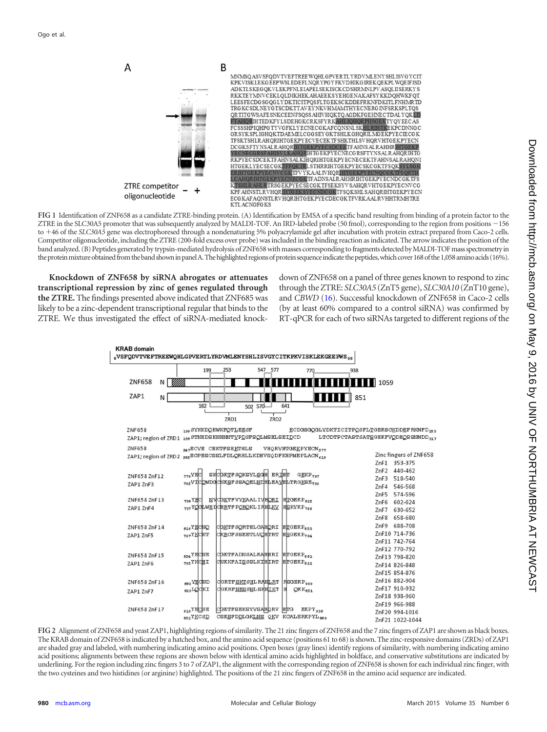FIG 1 Identification of ZNF658 as a candidate ZTRE-binding protein. (A) Identification by EMSA of a specific band resulting from binding of a protein factor to the ZTRE in the SLC30A5 promoter that was subsequently analyzed by MALDI-TOF. An IRD-labeled probe (50 fmol), corresponding to the region from positions −156 to +46 of the *SLC30A5* gene was electrophoresed through a nondenaturing 5% polyacrylamide gel after incubation with protein extract prepared from Caco-2 cells. Competitor oligonucleotide, including the ZTRE (200-fold excess over probe) was included in the binding reaction as indicated. The arrow indicates the position of the band analyzed. (B) Peptides generated by trypsin-mediated hydrolysis of ZNF658 with masses corresponding to fragments detected by MALDI-TOF mass spectrometry in the protein mixture obtained from the band shown in panel A. The highlighted regions of protein sequence indicate the peptides, which cover 168 of the 1,058 amino acids (16%).

**Knockdown of ZNF658 by siRNA abrogates or attenuates transcriptional repression by zinc of genes regulated through the ZTRE.** The findings presented above indicated that ZNF685 was likely to be a zinc-dependent transcriptional regular that binds to the ZTRE. We thus investigated the effect of siRNA-mediated knockdown of ZNF658 on a panel of three genes known to respond to zinc through the ZTRE: *SLC30A5* (ZnT5 gene), *SLC30A10* (ZnT10 gene), and *CBWD* (16). Successful knockdown of ZNF658 in Caco-2 cells (by at least 60% compared to a control siRNA) was confirmed by RT-qPCR for each of two siRNAs targeted to different regions of the

FIG 2 Alignment of ZNF658 and yeast ZAP1, highlighting regions of similarity. The 21 zinc fingers of ZNF658 and the 7 zinc fingers of ZAP1 are shown as black boxes. The KRAB domain of ZNF658 is indicated by a hatched box, and the amino acid sequence (positions 61 to 68) is shown. The zinc-responsive domains (ZRDs) of ZAP1 are shaded gray and labeled, with numbering indicating amino acid positions. Open boxes (gray lines) identify regions of similarity, with numbering indicating amino acid positions; alignments between these regions are shown below with identical amino acids highlighted in boldface, and conservative substitutions are indicated by underlining. For the region including zinc fingers 3 to 7 of ZAP1, the alignment with the corresponding region of ZNF658 is shown for each individual zinc finger, with the two cysteines and two histidines (or arginine) highlighted. The positions of the 21 zinc fingers of ZNF658 in the amino acid sequence are indicated.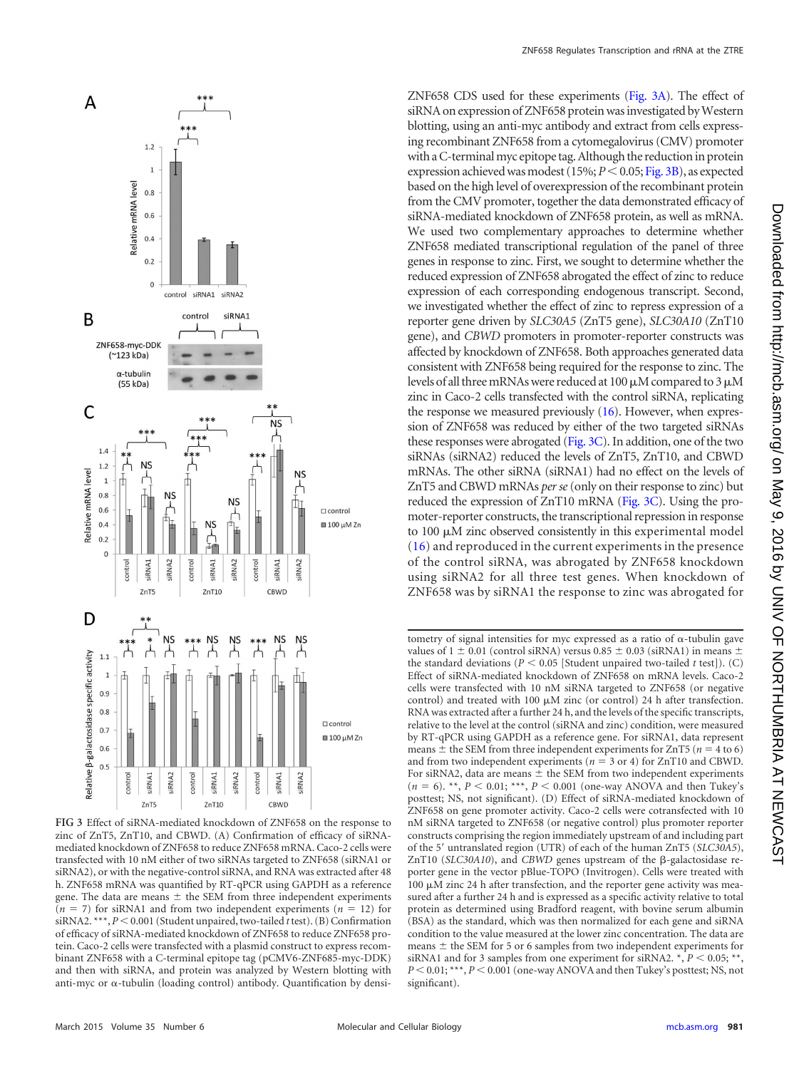ZNF658 CDS used for these experiments (Fig. 3A). The effect of siRNA on expression of ZNF658 protein was investigated by Western blotting, using an anti-myc antibody and extract from cells expressing recombinant ZNF658 from a cytomegalovirus (CMV) promoter with a C-terminal myc epitope tag. Although the reduction in protein expression achieved was modest (15%; $P < 0.05$; Fig. 3B), as expected based on the high level of overexpression of the recombinant protein from the CMV promoter, together the data demonstrated efficacy of siRNA-mediated knockdown of ZNF658 protein, as well as mRNA. We used two complementary approaches to determine whether ZNF658 mediated transcriptional regulation of the panel of three genes in response to zinc. First, we sought to determine whether the reduced expression of ZNF658 abrogated the effect of zinc to reduce expression of each corresponding endogenous transcript. Second, we investigated whether the effect of zinc to repress expression of a reporter gene driven by *SLC30A5* (ZnT5 gene), *SLC30A10* (ZnT10 gene), and *CBWD* promoters in promoter-reporter constructs was affected by knockdown of ZNF658. Both approaches generated data consistent with ZNF658 being required for the response to zinc. The levels of all three mRNAs were reduced at 100 μM compared to 3 μM zinc in Caco-2 cells transfected with the control siRNA, replicating the response we measured previously (16). However, when expression of ZNF658 was reduced by either of the two targeted siRNAs these responses were abrogated (Fig. 3C). In addition, one of the two siRNAs (siRNA2) reduced the levels of ZnT5, ZnT10, and CBWD mRNAs. The other siRNA (siRNA1) had no effect on the levels of ZnT5 and CBWD mRNAs *per se* (only on their response to zinc) but reduced the expression of ZnT10 mRNA (Fig. 3C). Using the promoter-reporter constructs, the transcriptional repression in response to 100 μM zinc observed consistently in this experimental model (16) and reproduced in the current experiments in the presence of the control siRNA, was abrogated by ZNF658 knockdown using siRNA2 for all three test genes. When knockdown of ZNF658 was by siRNA1 the response to zinc was abrogated for

FIG 3 Effect of siRNA-mediated knockdown of ZNF658 on the response to zinc of ZnT5, ZnT10, and CBWD. (A) Confirmation of efficacy of siRNA-mediated knockdown of ZNF658 to reduce ZNF658 mRNA. Caco-2 cells were transfected with 10 nM either of two siRNAs targeted to ZNF658 (siRNA1 or siRNA2), or with the negative-control siRNA, and RNA was extracted after 48 h. ZNF658 mRNA was quantified by RT-qPCR using GAPDH as a reference gene. The data are means ± the SEM from three independent experiments ($n = 7$) for siRNA1 and from two independent experiments ($n = 12$) for siRNA2. ***, $P < 0.001$ (Student unpaired, two-tailed *t* test). (B) Confirmation of efficacy of siRNA-mediated knockdown of ZNF658 to reduce ZNF658 protein. Caco-2 cells were transfected with a plasmid construct to express recombinant ZNF658 with a C-terminal epitope tag (pCMV6-ZNF685-myc-DDK) and then with siRNA, and protein was analyzed by Western blotting with anti-myc or α-tubulin (loading control) antibody. Quantification by densitometry of signal intensities for myc expressed as a ratio of α-tubulin gave values of 1 ± 0.01 (control siRNA) versus 0.85 ± 0.03 (siRNA1) in means ± the standard deviations ($P < 0.05$ [Student unpaired two-tailed *t* test]). (C) Effect of siRNA-mediated knockdown of ZNF658 on mRNA levels. Caco-2 cells were transfected with 10 nM siRNA targeted to ZNF658 (or negative control) and treated with 100 μM zinc (or control) 24 h after transfection. RNA was extracted after a further 24 h, and the levels of the specific transcripts, relative to the level at the control (siRNA and zinc) condition, were measured by RT-qPCR using GAPDH as a reference gene. For siRNA1, data represent means ± the SEM from three independent experiments for ZnT5 ($n = 4$ to 6) and from two independent experiments ($n = 3$ or 4) for ZnT10 and CBWD. For siRNA2, data are means ± the SEM from two independent experiments ($n = 6$). **, $P < 0.01$; ***, $P < 0.001$ (one-way ANOVA and then Tukey's posttest; NS, not significant). (D) Effect of siRNA-mediated knockdown of ZNF658 on gene promoter activity. Caco-2 cells were cotransfected with 10 nM siRNA targeted to ZNF658 (or negative control) plus promoter reporter constructs comprising the region immediately upstream of and including part of the 5′ untranslated region (UTR) of each of the human ZnT5 (*SLC30A5*), ZnT10 (*SLC30A10*), and *CBWD* genes upstream of the β-galactosidase reporter gene in the vector pBlue-TOPO (Invitrogen). Cells were treated with 100 μM zinc 24 h after transfection, and the reporter gene activity was measured after a further 24 h and is expressed as a specific activity relative to total protein as determined using Bradford reagent, with bovine serum albumin (BSA) as the standard, which was then normalized for each gene and siRNA condition to the value measured at the lower zinc concentration. The data are means ± the SEM for 5 or 6 samples from two independent experiments for siRNA1 and for 3 samples from one experiment for siRNA2. *, $P < 0.05$; **, $P < 0.01$; ***, $P < 0.001$ (one-way ANOVA and then Tukey's posttest; NS, not significant).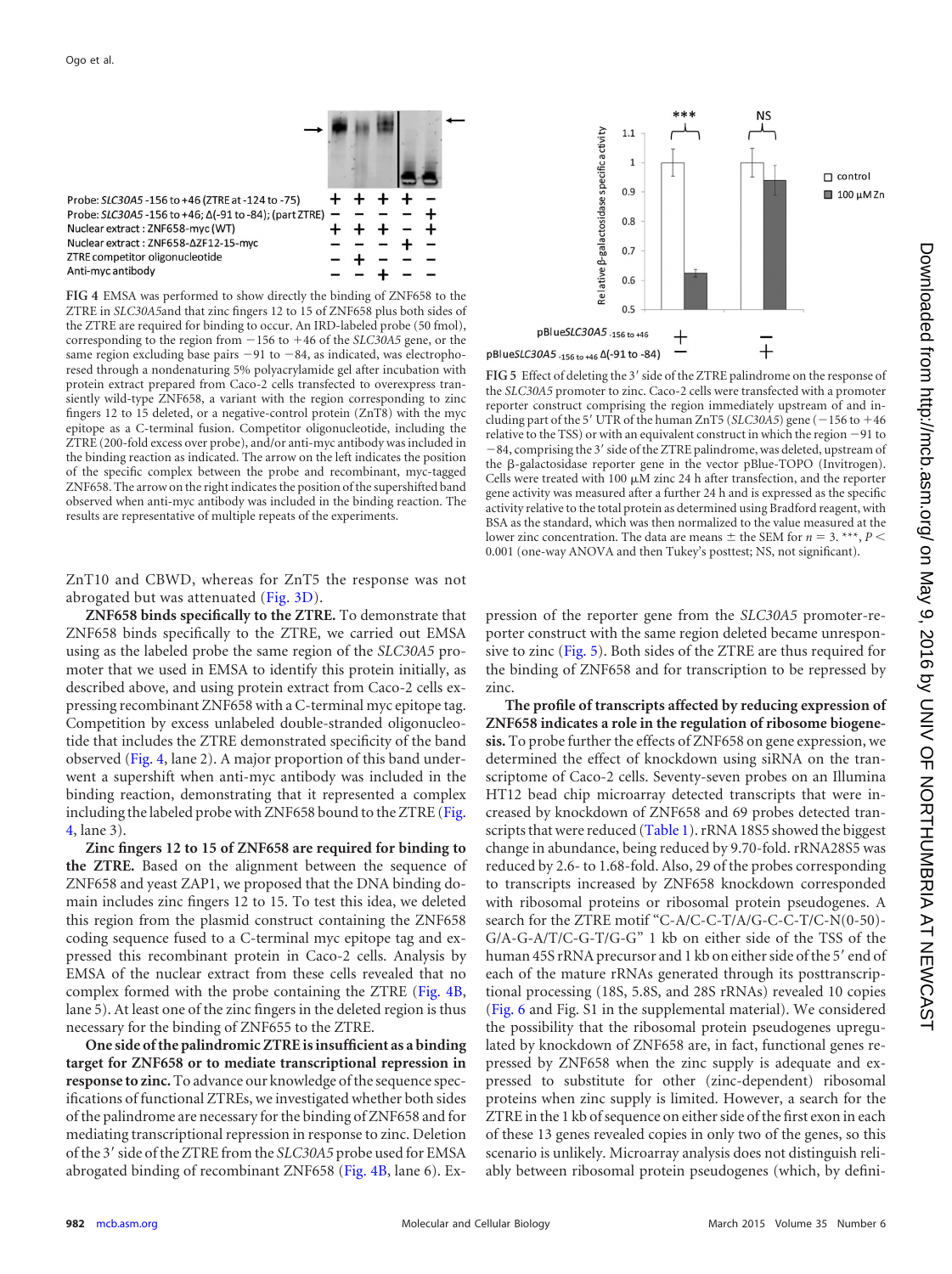FIG 4 EMSA was performed to show directly the binding of ZNF658 to the ZTRE in *SLC30A5* and that zinc fingers 12 to 15 of ZNF658 plus both sides of the ZTRE are required for binding to occur. An IRD-labeled probe (50 fmol), corresponding to the region from −156 to +46 of the *SLC30A5* gene, or the same region excluding base pairs −91 to −84, as indicated, was electrophoresed through a nondenaturing 5% polyacrylamide gel after incubation with protein extract prepared from Caco-2 cells transfected to overexpress transiently wild-type ZNF658, a variant with the region corresponding to zinc fingers 12 to 15 deleted, or a negative-control protein (ZnT8) with the myc epitope as a C-terminal fusion. Competitor oligonucleotide, including the ZTRE (200-fold excess over probe), and/or anti-myc antibody was included in the binding reaction as indicated. The arrow on the left indicates the position of the specific complex between the probe and recombinant, myc-tagged ZNF658. The arrow on the right indicates the position of the supershifted band observed when anti-myc antibody was included in the binding reaction. The results are representative of multiple repeats of the experiments.

FIG 5 Effect of deleting the 3′ side of the ZTRE palindrome on the response of the *SLC30A5* promoter to zinc. Caco-2 cells were transfected with a promoter reporter construct comprising the region immediately upstream of and including part of the 5′ UTR of the human ZnT5 (*SLC30A5*) gene (−156 to +46 relative to the TSS) or with an equivalent construct in which the region −91 to −84, comprising the 3′ side of the ZTRE palindrome, was deleted, upstream of the β-galactosidase reporter gene in the vector pBlue-TOPO (Invitrogen). Cells were treated with 100 μM zinc 24 h after transfection, and the reporter gene activity was measured after a further 24 h and is expressed as the specific activity relative to the total protein as determined using Bradford reagent, with BSA as the standard, which was then normalized to the value measured at the lower zinc concentration. The data are means ± the SEM for $n = 3$. ***, $P < 0.001$ (one-way ANOVA and then Tukey's posttest; NS, not significant).

ZnT10 and CBWD, whereas for ZnT5 the response was not abrogated but was attenuated (Fig. 3D).

**ZNF658 binds specifically to the ZTRE.** To demonstrate that ZNF658 binds specifically to the ZTRE, we carried out EMSA using as the labeled probe the same region of the *SLC30A5* promoter that we used in EMSA to identify this protein initially, as described above, and using protein extract from Caco-2 cells expressing recombinant ZNF658 with a C-terminal myc epitope tag. Competition by excess unlabeled double-stranded oligonucleotide that includes the ZTRE demonstrated specificity of the band observed (Fig. 4, lane 2). A major proportion of this band underwent a supershift when anti-myc antibody was included in the binding reaction, demonstrating that it represented a complex including the labeled probe with ZNF658 bound to the ZTRE (Fig. 4, lane 3).

**Zinc fingers 12 to 15 of ZNF658 are required for binding to the ZTRE.** Based on the alignment between the sequence of ZNF658 and yeast ZAP1, we proposed that the DNA binding domain includes zinc fingers 12 to 15. To test this idea, we deleted this region from the plasmid construct containing the ZNF658 coding sequence fused to a C-terminal myc epitope tag and expressed this recombinant protein in Caco-2 cells. Analysis by EMSA of the nuclear extract from these cells revealed that no complex formed with the probe containing the ZTRE (Fig. 4B, lane 5). At least one of the zinc fingers in the deleted region is thus necessary for the binding of ZNF655 to the ZTRE.

**One side of the palindromic ZTRE is insufficient as a binding target for ZNF658 or to mediate transcriptional repression in response to zinc.** To advance our knowledge of the sequence specifications of functional ZTREs, we investigated whether both sides of the palindrome are necessary for the binding of ZNF658 and for mediating transcriptional repression in response to zinc. Deletion of the 3′ side of the ZTRE from the *SLC30A5* probe used for EMSA abrogated binding of recombinant ZNF658 (Fig. 4B, lane 6). Expression of the reporter gene from the *SLC30A5* promoter-reporter construct with the same region deleted became unresponsive to zinc (Fig. 5). Both sides of the ZTRE are thus required for the binding of ZNF658 and for transcription to be repressed by zinc.

**The profile of transcripts affected by reducing expression of ZNF658 indicates a role in the regulation of ribosome biogenesis.** To probe further the effects of ZNF658 on gene expression, we determined the effect of knockdown using siRNA on the transcriptome of Caco-2 cells. Seventy-seven probes on an Illumina HT12 bead chip microarray detected transcripts that were increased by knockdown of ZNF658 and 69 probes detected transcripts that were reduced (Table 1). rRNA 18S5 showed the biggest change in abundance, being reduced by 9.70-fold. rRNA28S5 was reduced by 2.6- to 1.68-fold. Also, 29 of the probes corresponding to transcripts increased by ZNF658 knockdown corresponded with ribosomal proteins or ribosomal protein pseudogenes. A search for the ZTRE motif "C-A/C-C-T/A/G-C-C-T/C-N(0-50)-G/A-G-A/T/C-G-T/G-G" 1 kb on either side of the TSS of the human 45S rRNA precursor and 1 kb on either side of the 5′ end of each of the mature rRNAs generated through its posttranscriptional processing (18S, 5.8S, and 28S rRNAs) revealed 10 copies (Fig. 6 and Fig. S1 in the supplemental material). We considered the possibility that the ribosomal protein pseudogenes upregulated by knockdown of ZNF658 are, in fact, functional genes repressed by ZNF658 when the zinc supply is adequate and expressed to substitute for other (zinc-dependent) ribosomal proteins when zinc supply is limited. However, a search for the ZTRE in the 1 kb of sequence on either side of the first exon in each of these 13 genes revealed copies in only two of the genes, so this scenario is unlikely. Microarray analysis does not distinguish reliably between ribosomal protein pseudogenes (which, by defini-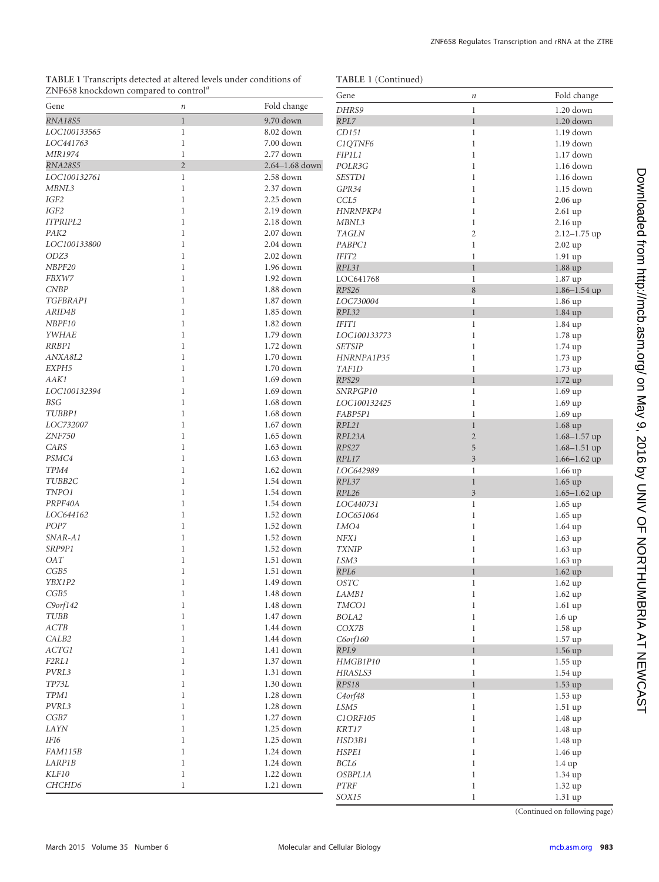**TABLE 1** Transcripts detected at altered levels under conditions of ZNF658 knockdown compared to control[a]

| Gene | n | Fold change |
|---|---|---|
| *RNA18S5* | 1 | 9.70 down |
| *LOC100133565* | 1 | 8.02 down |
| *LOC441763* | 1 | 7.00 down |
| *MIR1974* | 1 | 2.77 down |
| *RNA28S5* | 2 | 2.64–1.68 down |
| *LOC100132761* | 1 | 2.58 down |
| *MBNL3* | 1 | 2.37 down |
| *IGF2* | 1 | 2.25 down |
| *IGF2* | 1 | 2.19 down |
| *ITPRIPL2* | 1 | 2.18 down |
| *PAK2* | 1 | 2.07 down |
| *LOC100133800* | 1 | 2.04 down |
| *ODZ3* | 1 | 2.02 down |
| *NBPF20* | 1 | 1.96 down |
| *FBXW7* | 1 | 1.92 down |
| *CNBP* | 1 | 1.88 down |
| *TGFBRAP1* | 1 | 1.87 down |
| *ARID4B* | 1 | 1.85 down |
| *NBPF10* | 1 | 1.82 down |
| *YWHAE* | 1 | 1.79 down |
| *RRBP1* | 1 | 1.72 down |
| *ANXA8L2* | 1 | 1.70 down |
| *EXPH5* | 1 | 1.70 down |
| *AAK1* | 1 | 1.69 down |
| *LOC100132394* | 1 | 1.69 down |
| *BSG* | 1 | 1.68 down |
| *TUBBP1* | 1 | 1.68 down |
| *LOC732007* | 1 | 1.67 down |
| *ZNF750* | 1 | 1.65 down |
| *CARS* | 1 | 1.63 down |
| *PSMC4* | 1 | 1.63 down |
| *TPM4* | 1 | 1.62 down |
| *TUBB2C* | 1 | 1.54 down |
| *TNPO1* | 1 | 1.54 down |
| *PRPF40A* | 1 | 1.54 down |
| *LOC644162* | 1 | 1.52 down |
| *POP7* | 1 | 1.52 down |
| *SNAR-A1* | 1 | 1.52 down |
| *SRP9P1* | 1 | 1.52 down |
| *OAT* | 1 | 1.51 down |
| *CGB5* | 1 | 1.51 down |
| *YBX1P2* | 1 | 1.49 down |
| *CGB5* | 1 | 1.48 down |
| *C9orf142* | 1 | 1.48 down |
| *TUBB* | 1 | 1.47 down |
| *ACTB* | 1 | 1.44 down |
| *CALB2* | 1 | 1.44 down |
| *ACTG1* | 1 | 1.41 down |
| *F2RL1* | 1 | 1.37 down |
| *PVRL3* | 1 | 1.31 down |
| *TP73L* | 1 | 1.30 down |
| *TPM1* | 1 | 1.28 down |
| *PVRL3* | 1 | 1.28 down |
| *CGB7* | 1 | 1.27 down |
| *LAYN* | 1 | 1.25 down |
| *IFI6* | 1 | 1.25 down |
| *FAM115B* | 1 | 1.24 down |
| *LARP1B* | 1 | 1.24 down |
| *KLF10* | 1 | 1.22 down |
| *CHCHD6* | 1 | 1.21 down |
| *DHRS9* | 1 | 1.20 down |
| *RPL7* | 1 | 1.20 down |
| *CD151* | 1 | 1.19 down |
| *C1QTNF6* | 1 | 1.19 down |
| *FIP1L1* | 1 | 1.17 down |
| *POLR3G* | 1 | 1.16 down |
| *SESTD1* | 1 | 1.16 down |
| *GPR34* | 1 | 1.15 down |
| *CCL5* | 1 | 2.06 up |
| *HNRNPKP4* | 1 | 2.61 up |
| *MBNL3* | 1 | 2.16 up |
| *TAGLN* | 2 | 2.12–1.75 up |
| *PABPC1* | 1 | 2.02 up |
| *IFIT2* | 1 | 1.91 up |
| *RPL31* | 1 | 1.88 up |
| LOC641768 | 1 | 1.87 up |
| *RPS26* | 8 | 1.86–1.54 up |
| *LOC730004* | 1 | 1.86 up |
| *RPL32* | 1 | 1.84 up |
| *IFIT1* | 1 | 1.84 up |
| *LOC100133773* | 1 | 1.78 up |
| *SETSIP* | 1 | 1.74 up |
| *HNRNPA1P35* | 1 | 1.73 up |
| *TAF1D* | 1 | 1.73 up |
| *RPS29* | 1 | 1.72 up |
| *SNRPGP10* | 1 | 1.69 up |
| *LOC100132425* | 1 | 1.69 up |
| *FABP5P1* | 1 | 1.69 up |
| *RPL21* | 1 | 1.68 up |
| *RPL23A* | 2 | 1.68–1.57 up |
| *RPS27* | 5 | 1.68–1.51 up |
| *RPL17* | 3 | 1.66–1.62 up |
| *LOC642989* | 1 | 1.66 up |
| *RPL37* | 1 | 1.65 up |
| *RPL26* | 3 | 1.65–1.62 up |
| *LOC440731* | 1 | 1.65 up |
| *LOC651064* | 1 | 1.65 up |
| *LMO4* | 1 | 1.64 up |
| *NFX1* | 1 | 1.63 up |
| *TXNIP* | 1 | 1.63 up |
| *LSM3* | 1 | 1.63 up |
| *RPL6* | 1 | 1.62 up |
| *OSTC* | 1 | 1.62 up |
| *LAMB1* | 1 | 1.62 up |
| *TMCO1* | 1 | 1.61 up |
| *BOLA2* | 1 | 1.6 up |
| *COX7B* | 1 | 1.58 up |
| *C6orf160* | 1 | 1.57 up |
| *RPL9* | 1 | 1.56 up |
| *HMGB1P10* | 1 | 1.55 up |
| *HRASLS3* | 1 | 1.54 up |
| *RPS18* | 1 | 1.53 up |
| *C4orf48* | 1 | 1.53 up |
| *LSM5* | 1 | 1.51 up |
| *C1ORF105* | 1 | 1.48 up |
| *KRT17* | 1 | 1.48 up |
| *HSD3B1* | 1 | 1.48 up |
| *HSPE1* | 1 | 1.46 up |
| *BCL6* | 1 | 1.4 up |
| *OSBPL1A* | 1 | 1.34 up |
| *PTRF* | 1 | 1.32 up |
| *SOX15* | 1 | 1.31 up |

(Continued on following page)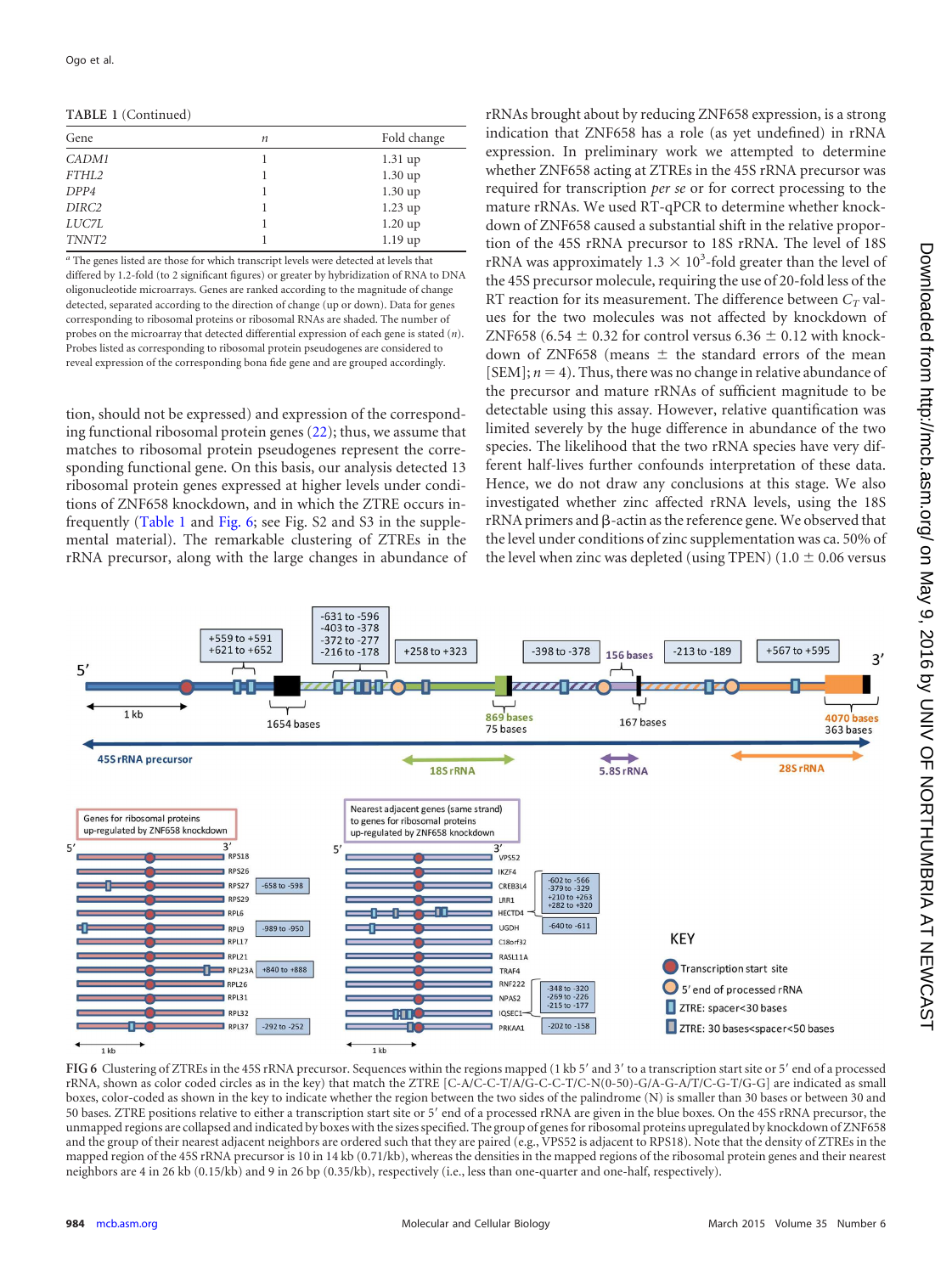TABLE 1 (Continued)

| Gene | $n$ | Fold change |
|---|---|---|
| *CADM1* | 1 | 1.31 up |
| *FTHL2* | 1 | 1.30 up |
| *DPP4* | 1 | 1.30 up |
| *DIRC2* | 1 | 1.23 up |
| *LUC7L* | 1 | 1.20 up |
| *TNNT2* | 1 | 1.19 up |

[a] The genes listed are those for which transcript levels were detected at levels that differed by 1.2-fold (to 2 significant figures) or greater by hybridization of RNA to DNA oligonucleotide microarrays. Genes are ranked according to the magnitude of change detected, separated according to the direction of change (up or down). Data for genes corresponding to ribosomal proteins or ribosomal RNAs are shaded. The number of probes on the microarray that detected differential expression of each gene is stated ($n$). Probes listed as corresponding to ribosomal protein pseudogenes are considered to reveal expression of the corresponding bona fide gene and are grouped accordingly.

tion, should not be expressed) and expression of the corresponding functional ribosomal protein genes (22); thus, we assume that matches to ribosomal protein pseudogenes represent the corresponding functional gene. On this basis, our analysis detected 13 ribosomal protein genes expressed at higher levels under conditions of ZNF658 knockdown, and in which the ZTRE occurs infrequently (Table 1 and Fig. 6; see Fig. S2 and S3 in the supplemental material). The remarkable clustering of ZTREs in the rRNA precursor, along with the large changes in abundance of rRNAs brought about by reducing ZNF658 expression, is a strong indication that ZNF658 has a role (as yet undefined) in rRNA expression. In preliminary work we attempted to determine whether ZNF658 acting at ZTREs in the 45S rRNA precursor was required for transcription *per se* or for correct processing to the mature rRNAs. We used RT-qPCR to determine whether knockdown of ZNF658 caused a substantial shift in the relative proportion of the 45S rRNA precursor to 18S rRNA. The level of 18S rRNA was approximately $1.3 \times 10^3$-fold greater than the level of the 45S precursor molecule, requiring the use of 20-fold less of the RT reaction for its measurement. The difference between $C_T$ values for the two molecules was not affected by knockdown of ZNF658 ($6.54 \pm 0.32$ for control versus $6.36 \pm 0.12$ with knockdown of ZNF658 (means $\pm$ the standard errors of the mean [SEM]; $n = 4$). Thus, there was no change in relative abundance of the precursor and mature rRNAs of sufficient magnitude to be detectable using this assay. However, relative quantification was limited severely by the huge difference in abundance of the two species. The likelihood that the two rRNA species have very different half-lives further confounds interpretation of these data. Hence, we do not draw any conclusions at this stage. We also investigated whether zinc affected rRNA levels, using the 18S rRNA primers and β-actin as the reference gene. We observed that the level under conditions of zinc supplementation was ca. 50% of the level when zinc was depleted (using TPEN) ($1.0 \pm 0.06$ versus

FIG 6 Clustering of ZTREs in the 45S rRNA precursor. Sequences within the regions mapped (1 kb 5′ and 3′ to a transcription start site or 5′ end of a processed rRNA, shown as color coded circles as in the key) that match the ZTRE [C-A/C-C-T/A/G-C-C-T/C-N(0-50)-G/A-G-A/T/C-G-T/G-G] are indicated as small boxes, color-coded as shown in the key to indicate whether the region between the two sides of the palindrome (N) is smaller than 30 bases or between 30 and 50 bases. ZTRE positions relative to either a transcription start site or 5′ end of a processed rRNA are given in the blue boxes. On the 45S rRNA precursor, the unmapped regions are collapsed and indicated by boxes with the sizes specified. The group of genes for ribosomal proteins upregulated by knockdown of ZNF658 and the group of their nearest adjacent neighbors are ordered such that they are paired (e.g., VPS52 is adjacent to RPS18). Note that the density of ZTREs in the mapped region of the 45S rRNA precursor is 10 in 14 kb (0.71/kb), whereas the densities in the mapped regions of the ribosomal protein genes and their nearest neighbors are 4 in 26 kb (0.15/kb) and 9 in 26 bp (0.35/kb), respectively (i.e., less than one-quarter and one-half, respectively).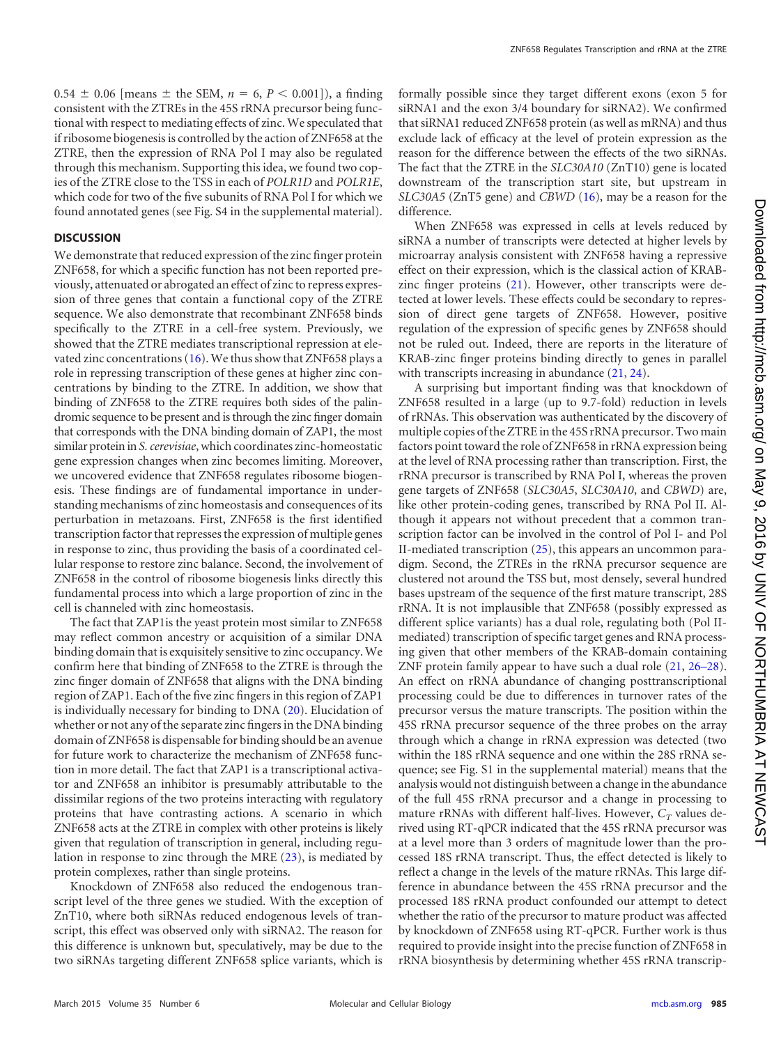0.54 ± 0.06 [means ± the SEM, $n = 6$, $P < 0.001$]), a finding consistent with the ZTREs in the 45S rRNA precursor being functional with respect to mediating effects of zinc. We speculated that if ribosome biogenesis is controlled by the action of ZNF658 at the ZTRE, then the expression of RNA Pol I may also be regulated through this mechanism. Supporting this idea, we found two copies of the ZTRE close to the TSS in each of *POLR1D* and *POLR1E*, which code for two of the five subunits of RNA Pol I for which we found annotated genes (see Fig. S4 in the supplemental material).

## DISCUSSION

We demonstrate that reduced expression of the zinc finger protein ZNF658, for which a specific function has not been reported previously, attenuated or abrogated an effect of zinc to repress expression of three genes that contain a functional copy of the ZTRE sequence. We also demonstrate that recombinant ZNF658 binds specifically to the ZTRE in a cell-free system. Previously, we showed that the ZTRE mediates transcriptional repression at elevated zinc concentrations (16). We thus show that ZNF658 plays a role in repressing transcription of these genes at higher zinc concentrations by binding to the ZTRE. In addition, we show that binding of ZNF658 to the ZTRE requires both sides of the palindromic sequence to be present and is through the zinc finger domain that corresponds with the DNA binding domain of ZAP1, the most similar protein in *S. cerevisiae*, which coordinates zinc-homeostatic gene expression changes when zinc becomes limiting. Moreover, we uncovered evidence that ZNF658 regulates ribosome biogenesis. These findings are of fundamental importance in understanding mechanisms of zinc homeostasis and consequences of its perturbation in metazoans. First, ZNF658 is the first identified transcription factor that represses the expression of multiple genes in response to zinc, thus providing the basis of a coordinated cellular response to restore zinc balance. Second, the involvement of ZNF658 in the control of ribosome biogenesis links directly this fundamental process into which a large proportion of zinc in the cell is channeled with zinc homeostasis.

The fact that ZAP1is the yeast protein most similar to ZNF658 may reflect common ancestry or acquisition of a similar DNA binding domain that is exquisitely sensitive to zinc occupancy. We confirm here that binding of ZNF658 to the ZTRE is through the zinc finger domain of ZNF658 that aligns with the DNA binding region of ZAP1. Each of the five zinc fingers in this region of ZAP1 is individually necessary for binding to DNA (20). Elucidation of whether or not any of the separate zinc fingers in the DNA binding domain of ZNF658 is dispensable for binding should be an avenue for future work to characterize the mechanism of ZNF658 function in more detail. The fact that ZAP1 is a transcriptional activator and ZNF658 an inhibitor is presumably attributable to the dissimilar regions of the two proteins interacting with regulatory proteins that have contrasting actions. A scenario in which ZNF658 acts at the ZTRE in complex with other proteins is likely given that regulation of transcription in general, including regulation in response to zinc through the MRE (23), is mediated by protein complexes, rather than single proteins.

Knockdown of ZNF658 also reduced the endogenous transcript level of the three genes we studied. With the exception of ZnT10, where both siRNAs reduced endogenous levels of transcript, this effect was observed only with siRNA2. The reason for this difference is unknown but, speculatively, may be due to the two siRNAs targeting different ZNF658 splice variants, which is formally possible since they target different exons (exon 5 for siRNA1 and the exon 3/4 boundary for siRNA2). We confirmed that siRNA1 reduced ZNF658 protein (as well as mRNA) and thus exclude lack of efficacy at the level of protein expression as the reason for the difference between the effects of the two siRNAs. The fact that the ZTRE in the *SLC30A10* (ZnT10) gene is located downstream of the transcription start site, but upstream in *SLC30A5* (ZnT5 gene) and *CBWD* (16), may be a reason for the difference.

When ZNF658 was expressed in cells at levels reduced by siRNA a number of transcripts were detected at higher levels by microarray analysis consistent with ZNF658 having a repressive effect on their expression, which is the classical action of KRAB-zinc finger proteins (21). However, other transcripts were detected at lower levels. These effects could be secondary to repression of direct gene targets of ZNF658. However, positive regulation of the expression of specific genes by ZNF658 should not be ruled out. Indeed, there are reports in the literature of KRAB-zinc finger proteins binding directly to genes in parallel with transcripts increasing in abundance (21, 24).

A surprising but important finding was that knockdown of ZNF658 resulted in a large (up to 9.7-fold) reduction in levels of rRNAs. This observation was authenticated by the discovery of multiple copies of the ZTRE in the 45S rRNA precursor. Two main factors point toward the role of ZNF658 in rRNA expression being at the level of RNA processing rather than transcription. First, the rRNA precursor is transcribed by RNA Pol I, whereas the proven gene targets of ZNF658 (*SLC30A5*, *SLC30A10*, and *CBWD*) are, like other protein-coding genes, transcribed by RNA Pol II. Although it appears not without precedent that a common transcription factor can be involved in the control of Pol I- and Pol II-mediated transcription (25), this appears an uncommon paradigm. Second, the ZTREs in the rRNA precursor sequence are clustered not around the TSS but, most densely, several hundred bases upstream of the sequence of the first mature transcript, 28S rRNA. It is not implausible that ZNF658 (possibly expressed as different splice variants) has a dual role, regulating both (Pol II-mediated) transcription of specific target genes and RNA processing given that other members of the KRAB-domain containing ZNF protein family appear to have such a dual role (21, 26–28). An effect on rRNA abundance of changing posttranscriptional processing could be due to differences in turnover rates of the precursor versus the mature transcripts. The position within the 45S rRNA precursor sequence of the three probes on the array through which a change in rRNA expression was detected (two within the 18S rRNA sequence and one within the 28S rRNA sequence; see Fig. S1 in the supplemental material) means that the analysis would not distinguish between a change in the abundance of the full 45S rRNA precursor and a change in processing to mature rRNAs with different half-lives. However, $C_T$ values derived using RT-qPCR indicated that the 45S rRNA precursor was at a level more than 3 orders of magnitude lower than the processed 18S rRNA transcript. Thus, the effect detected is likely to reflect a change in the levels of the mature rRNAs. This large difference in abundance between the 45S rRNA precursor and the processed 18S rRNA product confounded our attempt to detect whether the ratio of the precursor to mature product was affected by knockdown of ZNF658 using RT-qPCR. Further work is thus required to provide insight into the precise function of ZNF658 in rRNA biosynthesis by determining whether 45S rRNA transcrip-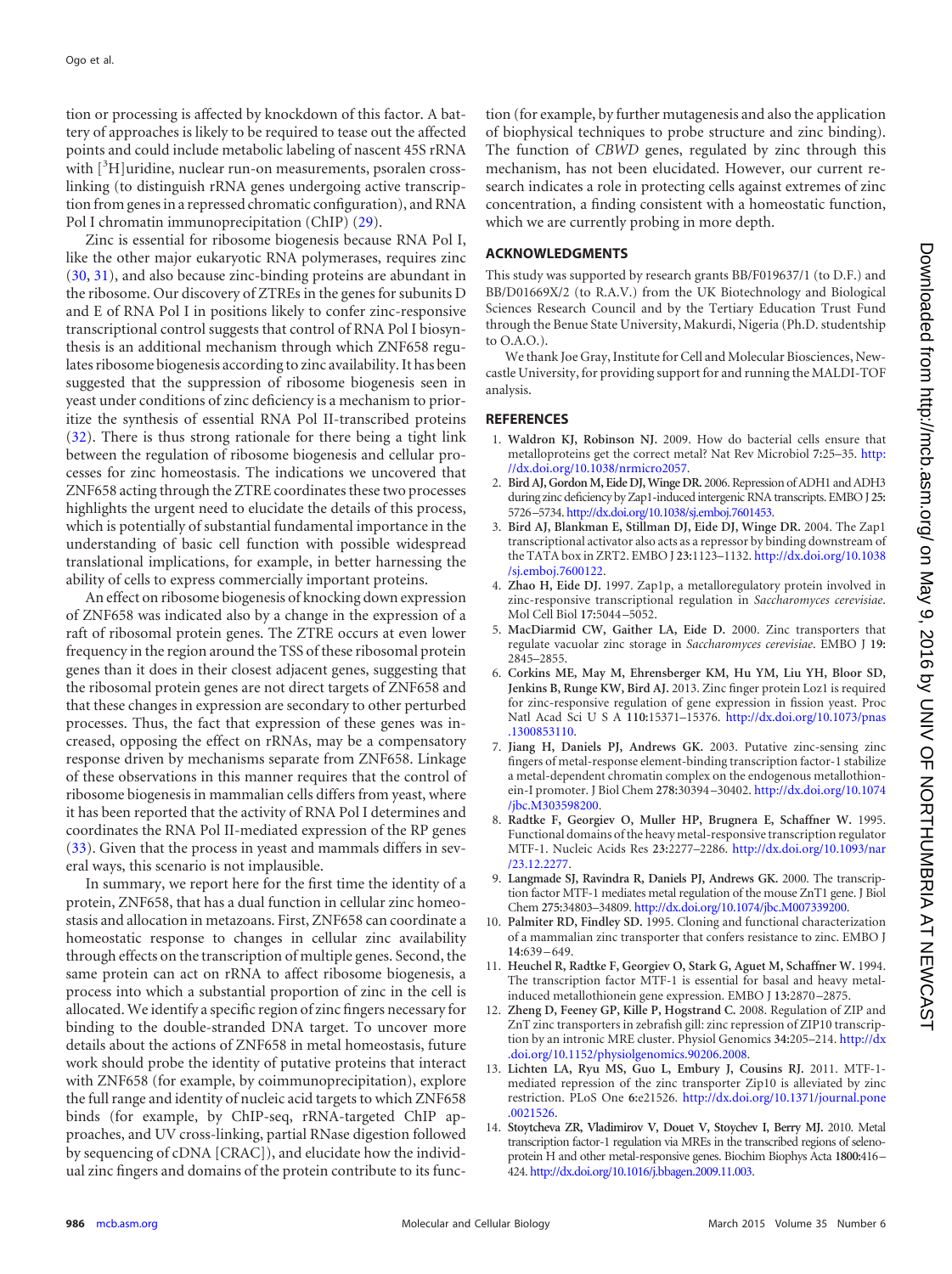tion or processing is affected by knockdown of this factor. A battery of approaches is likely to be required to tease out the affected points and could include metabolic labeling of nascent 45S rRNA with [$^3$H]uridine, nuclear run-on measurements, psoralen crosslinking (to distinguish rRNA genes undergoing active transcription from genes in a repressed chromatic configuration), and RNA Pol I chromatin immunoprecipitation (ChIP) (29).

Zinc is essential for ribosome biogenesis because RNA Pol I, like the other major eukaryotic RNA polymerases, requires zinc (30, 31), and also because zinc-binding proteins are abundant in the ribosome. Our discovery of ZTREs in the genes for subunits D and E of RNA Pol I in positions likely to confer zinc-responsive transcriptional control suggests that control of RNA Pol I biosynthesis is an additional mechanism through which ZNF658 regulates ribosome biogenesis according to zinc availability. It has been suggested that the suppression of ribosome biogenesis seen in yeast under conditions of zinc deficiency is a mechanism to prioritize the synthesis of essential RNA Pol II-transcribed proteins (32). There is thus strong rationale for there being a tight link between the regulation of ribosome biogenesis and cellular processes for zinc homeostasis. The indications we uncovered that ZNF658 acting through the ZTRE coordinates these two processes highlights the urgent need to elucidate the details of this process, which is potentially of substantial fundamental importance in the understanding of basic cell function with possible widespread translational implications, for example, in better harnessing the ability of cells to express commercially important proteins.

An effect on ribosome biogenesis of knocking down expression of ZNF658 was indicated also by a change in the expression of a raft of ribosomal protein genes. The ZTRE occurs at even lower frequency in the region around the TSS of these ribosomal protein genes than it does in their closest adjacent genes, suggesting that the ribosomal protein genes are not direct targets of ZNF658 and that these changes in expression are secondary to other perturbed processes. Thus, the fact that expression of these genes was increased, opposing the effect on rRNAs, may be a compensatory response driven by mechanisms separate from ZNF658. Linkage of these observations in this manner requires that the control of ribosome biogenesis in mammalian cells differs from yeast, where it has been reported that the activity of RNA Pol I determines and coordinates the RNA Pol II-mediated expression of the RP genes (33). Given that the process in yeast and mammals differs in several ways, this scenario is not implausible.

In summary, we report here for the first time the identity of a protein, ZNF658, that has a dual function in cellular zinc homeostasis and allocation in metazoans. First, ZNF658 can coordinate a homeostatic response to changes in cellular zinc availability through effects on the transcription of multiple genes. Second, the same protein can act on rRNA to affect ribosome biogenesis, a process into which a substantial proportion of zinc in the cell is allocated. We identify a specific region of zinc fingers necessary for binding to the double-stranded DNA target. To uncover more details about the actions of ZNF658 in metal homeostasis, future work should probe the identity of putative proteins that interact with ZNF658 (for example, by coimmunoprecipitation), explore the full range and identity of nucleic acid targets to which ZNF658 binds (for example, by ChIP-seq, rRNA-targeted ChIP approaches, and UV cross-linking, partial RNase digestion followed by sequencing of cDNA [CRAC]), and elucidate how the individual zinc fingers and domains of the protein contribute to its function (for example, by further mutagenesis and also the application of biophysical techniques to probe structure and zinc binding). The function of *CBWD* genes, regulated by zinc through this mechanism, has not been elucidated. However, our current research indicates a role in protecting cells against extremes of zinc concentration, a finding consistent with a homeostatic function, which we are currently probing in more depth.

## ACKNOWLEDGMENTS

This study was supported by research grants BB/F019637/1 (to D.F.) and BB/D01669X/2 (to R.A.V.) from the UK Biotechnology and Biological Sciences Research Council and by the Tertiary Education Trust Fund through the Benue State University, Makurdi, Nigeria (Ph.D. studentship to O.A.O.).

We thank Joe Gray, Institute for Cell and Molecular Biosciences, Newcastle University, for providing support for and running the MALDI-TOF analysis.

## REFERENCES

1. **Waldron KJ, Robinson NJ.** 2009. How do bacterial cells ensure that metalloproteins get the correct metal? Nat Rev Microbiol **7:**25–35. http://dx.doi.org/10.1038/nrmicro2057.
2. **Bird AJ, Gordon M, Eide DJ, Winge DR.** 2006. Repression of ADH1 and ADH3 during zinc deficiency by Zap1-induced intergenic RNA transcripts. EMBO J **25:** 5726–5734. http://dx.doi.org/10.1038/sj.emboj.7601453.
3. **Bird AJ, Blankman E, Stillman DJ, Eide DJ, Winge DR.** 2004. The Zap1 transcriptional activator also acts as a repressor by binding downstream of the TATA box in ZRT2. EMBO J **23:**1123–1132. http://dx.doi.org/10.1038/sj.emboj.7600122.
4. **Zhao H, Eide DJ.** 1997. Zap1p, a metalloregulatory protein involved in zinc-responsive transcriptional regulation in *Saccharomyces cerevisiae*. Mol Cell Biol **17:**5044–5052.
5. **MacDiarmid CW, Gaither LA, Eide D.** 2000. Zinc transporters that regulate vacuolar zinc storage in *Saccharomyces cerevisiae*. EMBO J **19:** 2845–2855.
6. **Corkins ME, May M, Ehrensberger KM, Hu YM, Liu YH, Bloor SD, Jenkins B, Runge KW, Bird AJ.** 2013. Zinc finger protein Loz1 is required for zinc-responsive regulation of gene expression in fission yeast. Proc Natl Acad Sci U S A **110:**15371–15376. http://dx.doi.org/10.1073/pnas.1300853110.
7. **Jiang H, Daniels PJ, Andrews GK.** 2003. Putative zinc-sensing zinc fingers of metal-response element-binding transcription factor-1 stabilize a metal-dependent chromatin complex on the endogenous metallothionein-I promoter. J Biol Chem **278:**30394–30402. http://dx.doi.org/10.1074/jbc.M303598200.
8. **Radtke F, Georgiev O, Muller HP, Brugnera E, Schaffner W.** 1995. Functional domains of the heavy metal-responsive transcription regulator MTF-1. Nucleic Acids Res **23:**2277–2286. http://dx.doi.org/10.1093/nar/23.12.2277.
9. **Langmade SJ, Ravindra R, Daniels PJ, Andrews GK.** 2000. The transcription factor MTF-1 mediates metal regulation of the mouse ZnT1 gene. J Biol Chem **275:**34803–34809. http://dx.doi.org/10.1074/jbc.M007339200.
10. **Palmiter RD, Findley SD.** 1995. Cloning and functional characterization of a mammalian zinc transporter that confers resistance to zinc. EMBO J **14:**639–649.
11. **Heuchel R, Radtke F, Georgiev O, Stark G, Aguet M, Schaffner W.** 1994. The transcription factor MTF-1 is essential for basal and heavy metal-induced metallothionein gene expression. EMBO J **13:**2870–2875.
12. **Zheng D, Feeney GP, Kille P, Hogstrand C.** 2008. Regulation of ZIP and ZnT zinc transporters in zebrafish gill: zinc repression of ZIP10 transcription by an intronic MRE cluster. Physiol Genomics **34:**205–214. http://dx.doi.org/10.1152/physiolgenomics.90206.2008.
13. **Lichten LA, Ryu MS, Guo L, Embury J, Cousins RJ.** 2011. MTF-1-mediated repression of the zinc transporter Zip10 is alleviated by zinc restriction. PLoS One **6:**e21526. http://dx.doi.org/10.1371/journal.pone.0021526.
14. **Stoytcheva ZR, Vladimirov V, Douet V, Stoychev I, Berry MJ.** 2010. Metal transcription factor-1 regulation via MREs in the transcribed regions of selenoprotein H and other metal-responsive genes. Biochim Biophys Acta **1800:**416–424. http://dx.doi.org/10.1016/j.bbagen.2009.11.003.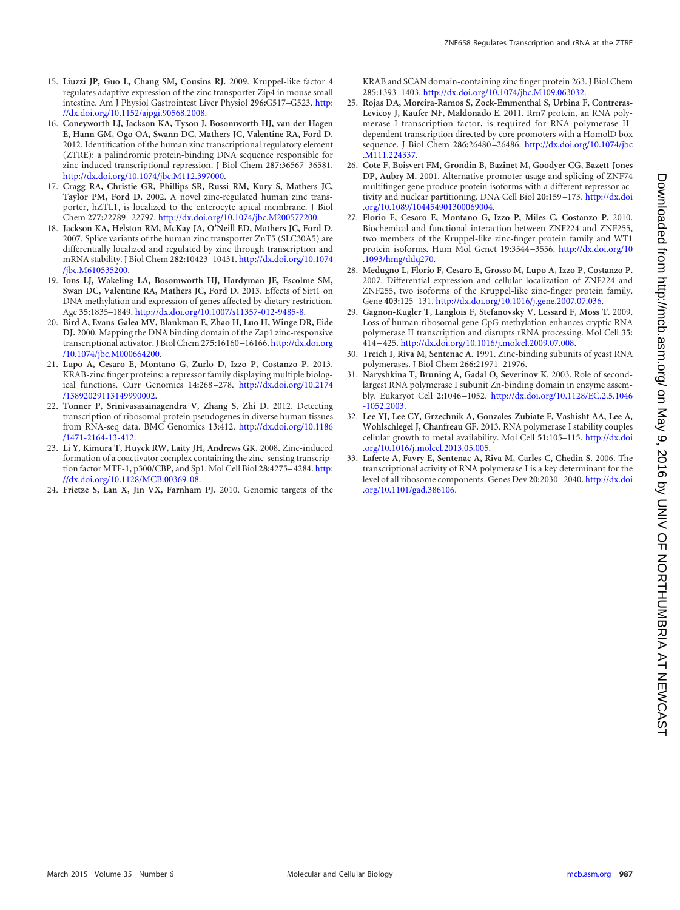15. **Liuzzi JP, Guo L, Chang SM, Cousins RJ.** 2009. Kruppel-like factor 4 regulates adaptive expression of the zinc transporter Zip4 in mouse small intestine. Am J Physiol Gastrointest Liver Physiol **296:**G517–G523. http://dx.doi.org/10.1152/ajpgi.90568.2008.
16. **Coneyworth LJ, Jackson KA, Tyson J, Bosomworth HJ, van der Hagen E, Hann GM, Ogo OA, Swann DC, Mathers JC, Valentine RA, Ford D.** 2012. Identification of the human zinc transcriptional regulatory element (ZTRE): a palindromic protein-binding DNA sequence responsible for zinc-induced transcriptional repression. J Biol Chem **287:**36567–36581. http://dx.doi.org/10.1074/jbc.M112.397000.
17. **Cragg RA, Christie GR, Phillips SR, Russi RM, Kury S, Mathers JC, Taylor PM, Ford D.** 2002. A novel zinc-regulated human zinc transporter, hZTL1, is localized to the enterocyte apical membrane. J Biol Chem **277:**22789–22797. http://dx.doi.org/10.1074/jbc.M200577200.
18. **Jackson KA, Helston RM, McKay JA, O'Neill ED, Mathers JC, Ford D.** 2007. Splice variants of the human zinc transporter ZnT5 (SLC30A5) are differentially localized and regulated by zinc through transcription and mRNA stability. J Biol Chem **282:**10423–10431. http://dx.doi.org/10.1074/jbc.M610535200.
19. **Ions LJ, Wakeling LA, Bosomworth HJ, Hardyman JE, Escolme SM, Swan DC, Valentine RA, Mathers JC, Ford D.** 2013. Effects of Sirt1 on DNA methylation and expression of genes affected by dietary restriction. Age **35:**1835–1849. http://dx.doi.org/10.1007/s11357-012-9485-8.
20. **Bird A, Evans-Galea MV, Blankman E, Zhao H, Luo H, Winge DR, Eide DJ.** 2000. Mapping the DNA binding domain of the Zap1 zinc-responsive transcriptional activator. J Biol Chem **275:**16160–16166. http://dx.doi.org/10.1074/jbc.M000664200.
21. **Lupo A, Cesaro E, Montano G, Zurlo D, Izzo P, Costanzo P.** 2013. KRAB-zinc finger proteins: a repressor family displaying multiple biological functions. Curr Genomics **14:**268–278. http://dx.doi.org/10.2174/13892029113149990002.
22. **Tonner P, Srinivasasainagendra V, Zhang S, Zhi D.** 2012. Detecting transcription of ribosomal protein pseudogenes in diverse human tissues from RNA-seq data. BMC Genomics **13:**412. http://dx.doi.org/10.1186/1471-2164-13-412.
23. **Li Y, Kimura T, Huyck RW, Laity JH, Andrews GK.** 2008. Zinc-induced formation of a coactivator complex containing the zinc-sensing transcription factor MTF-1, p300/CBP, and Sp1. Mol Cell Biol **28:**4275–4284. http://dx.doi.org/10.1128/MCB.00369-08.
24. **Frietze S, Lan X, Jin VX, Farnham PJ.** 2010. Genomic targets of the KRAB and SCAN domain-containing zinc finger protein 263. J Biol Chem **285:**1393–1403. http://dx.doi.org/10.1074/jbc.M109.063032.
25. **Rojas DA, Moreira-Ramos S, Zock-Emmenthal S, Urbina F, Contreras-Levicoy J, Kaufer NF, Maldonado E.** 2011. Rrn7 protein, an RNA polymerase I transcription factor, is required for RNA polymerase II-dependent transcription directed by core promoters with a HomolD box sequence. J Biol Chem **286:**26480–26486. http://dx.doi.org/10.1074/jbc.M111.224337.
26. **Cote F, Boisvert FM, Grondin B, Bazinet M, Goodyer CG, Bazett-Jones DP, Aubry M.** 2001. Alternative promoter usage and splicing of ZNF74 multifinger gene produce protein isoforms with a different repressor activity and nuclear partitioning. DNA Cell Biol **20:**159–173. http://dx.doi.org/10.1089/104454901300069004.
27. **Florio F, Cesaro E, Montano G, Izzo P, Miles C, Costanzo P.** 2010. Biochemical and functional interaction between ZNF224 and ZNF255, two members of the Kruppel-like zinc-finger protein family and WT1 protein isoforms. Hum Mol Genet **19:**3544–3556. http://dx.doi.org/10.1093/hmg/ddq270.
28. **Medugno L, Florio F, Cesaro E, Grosso M, Lupo A, Izzo P, Costanzo P.** 2007. Differential expression and cellular localization of ZNF224 and ZNF255, two isoforms of the Kruppel-like zinc-finger protein family. Gene **403:**125–131. http://dx.doi.org/10.1016/j.gene.2007.07.036.
29. **Gagnon-Kugler T, Langlois F, Stefanovsky V, Lessard F, Moss T.** 2009. Loss of human ribosomal gene CpG methylation enhances cryptic RNA polymerase II transcription and disrupts rRNA processing. Mol Cell **35:**414–425. http://dx.doi.org/10.1016/j.molcel.2009.07.008.
30. **Treich I, Riva M, Sentenac A.** 1991. Zinc-binding subunits of yeast RNA polymerases. J Biol Chem **266:**21971–21976.
31. **Naryshkina T, Bruning A, Gadal O, Severinov K.** 2003. Role of second-largest RNA polymerase I subunit Zn-binding domain in enzyme assembly. Eukaryot Cell **2:**1046–1052. http://dx.doi.org/10.1128/EC.2.5.1046-1052.2003.
32. **Lee YJ, Lee CY, Grzechnik A, Gonzales-Zubiate F, Vashisht AA, Lee A, Wohlschlegel J, Chanfreau GF.** 2013. RNA polymerase I stability couples cellular growth to metal availability. Mol Cell **51:**105–115. http://dx.doi.org/10.1016/j.molcel.2013.05.005.
33. **Laferte A, Favry E, Sentenac A, Riva M, Carles C, Chedin S.** 2006. The transcriptional activity of RNA polymerase I is a key determinant for the level of all ribosome components. Genes Dev **20:**2030–2040. http://dx.doi.org/10.1101/gad.386106.